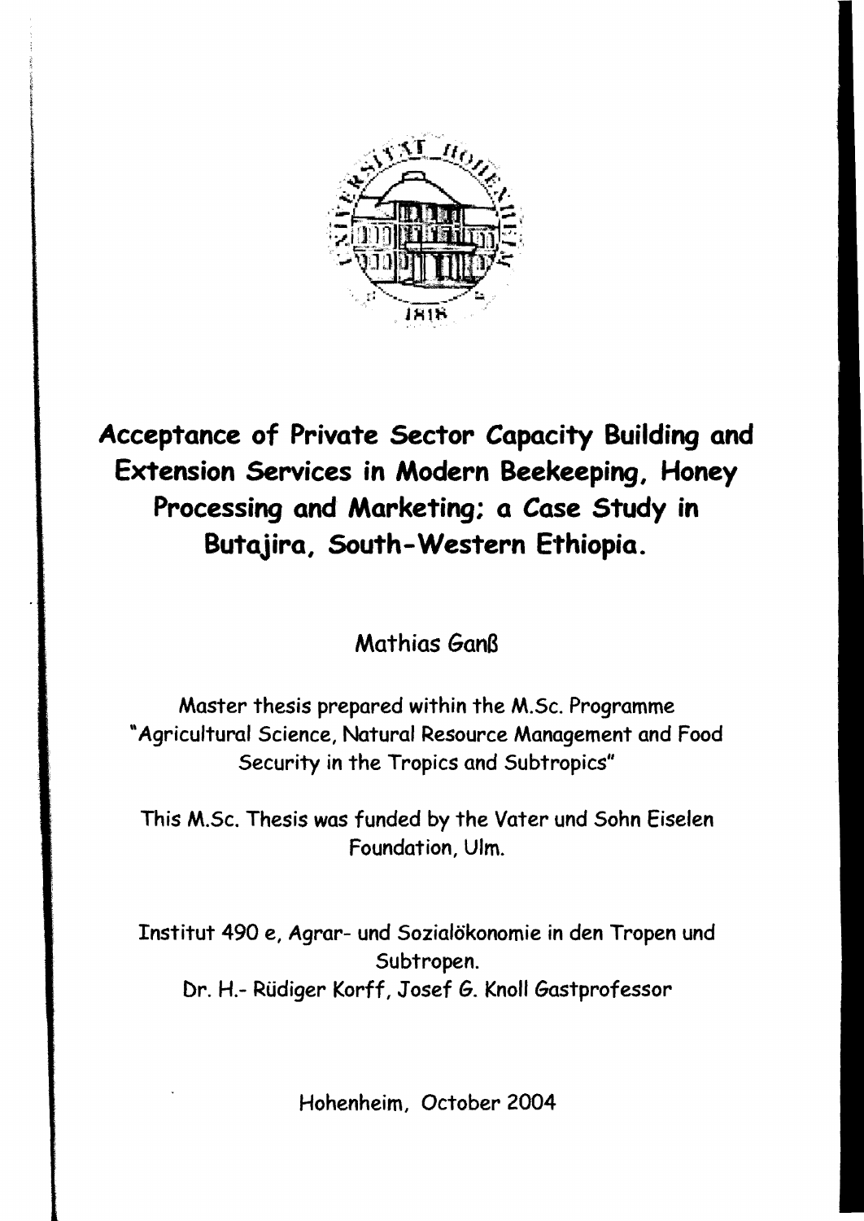# Acceptance of Private Sector Capacity Building and Extension Services in Modern Beekeeping, Honey Processing and Marketing; a Case Study in Butajira, South-Western Ethiopia.

Mathias Ganß

Master thesis prepared within the M.Sc. Programme "Agricultural Science, Natural Resource Management and Food Security in the Tropics and Subtropics"

This M.Sc. Thesis was funded by the Vater und Sohn Eiselen Foundation, Ulm.

Institut 490 e, Agrar- und Sozialökonomie in den Tropen und Subtropen.
Dr. H.- Rüdiger Korff, Josef G. Knoll Gastprofessor

Hohenheim, October 2004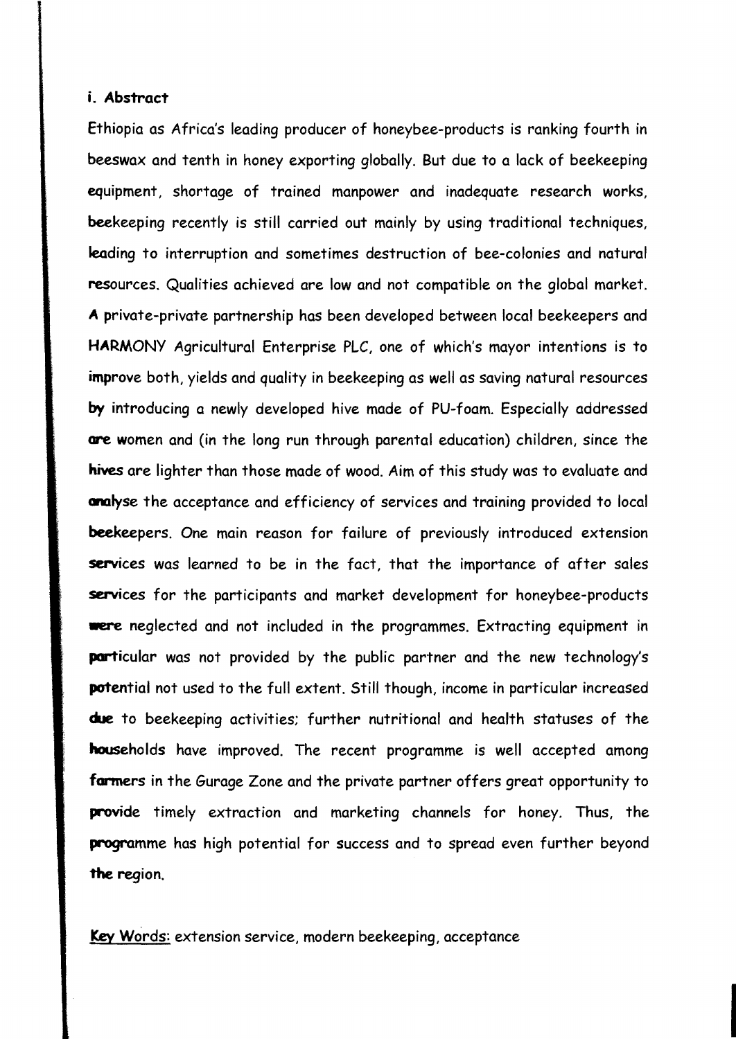## i. Abstract

Ethiopia as Africa's leading producer of honeybee-products is ranking fourth in beeswax and tenth in honey exporting globally. But due to a lack of beekeeping equipment, shortage of trained manpower and inadequate research works, beekeeping recently is still carried out mainly by using traditional techniques, leading to interruption and sometimes destruction of bee-colonies and natural resources. Qualities achieved are low and not compatible on the global market. A private-private partnership has been developed between local beekeepers and HARMONY Agricultural Enterprise PLC, one of which's mayor intentions is to improve both, yields and quality in beekeeping as well as saving natural resources by introducing a newly developed hive made of PU-foam. Especially addressed are women and (in the long run through parental education) children, since the hives are lighter than those made of wood. Aim of this study was to evaluate and analyse the acceptance and efficiency of services and training provided to local beekeepers. One main reason for failure of previously introduced extension services was learned to be in the fact, that the importance of after sales services for the participants and market development for honeybee-products were neglected and not included in the programmes. Extracting equipment in particular was not provided by the public partner and the new technology's potential not used to the full extent. Still though, income in particular increased due to beekeeping activities; further nutritional and health statuses of the households have improved. The recent programme is well accepted among farmers in the Gurage Zone and the private partner offers great opportunity to provide timely extraction and marketing channels for honey. Thus, the programme has high potential for success and to spread even further beyond the region.

Key Words: extension service, modern beekeeping, acceptance